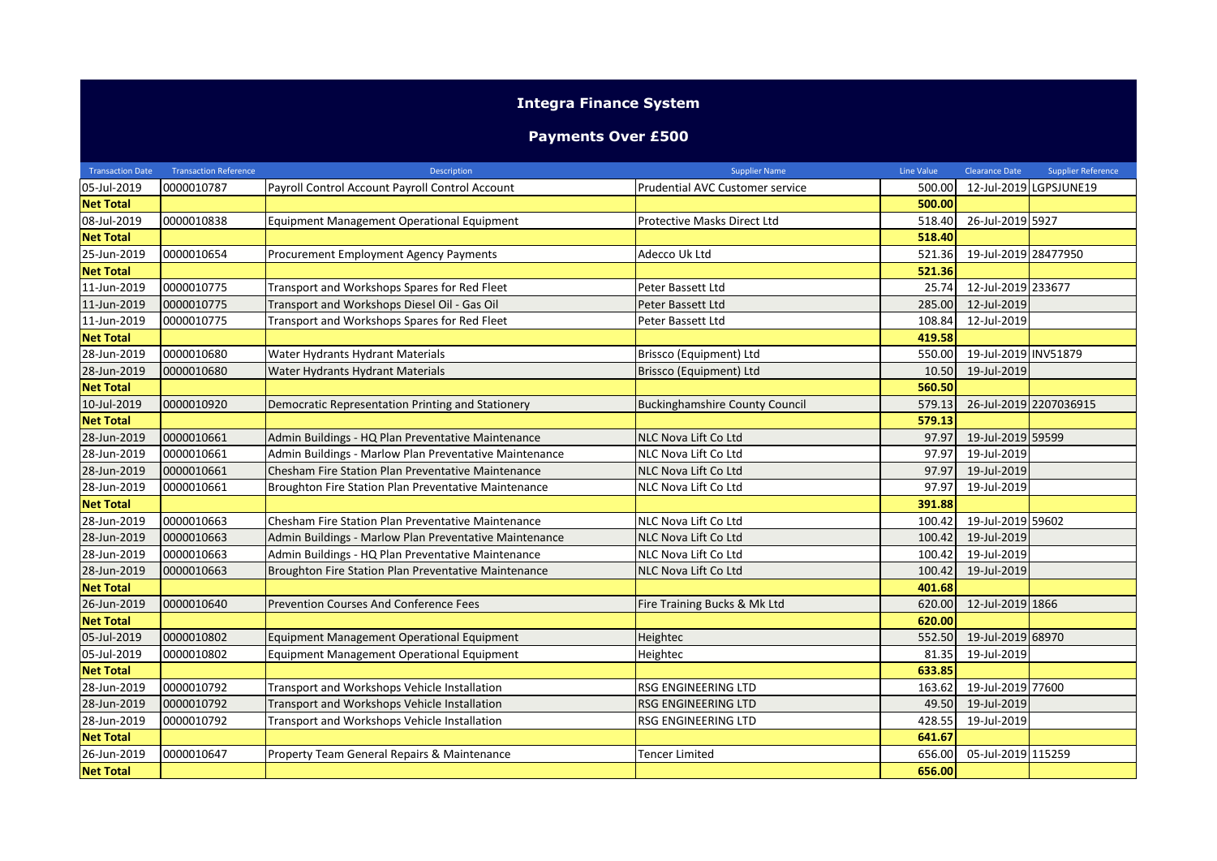# Integra Finance System

## Payments Over £500

| Transaction Date | Transaction Reference | Description | Supplier Name | Line Value | Clearance Date | Supplier Reference |
|---|---|---|---|---|---|---|
| 05-Jul-2019 | 0000010787 | Payroll Control Account Payroll Control Account | Prudential AVC Customer service | 500.00 | 12-Jul-2019 | LGPSJUNE19 |
| **Net Total** | | | | **500.00** | | |
| 08-Jul-2019 | 0000010838 | Equipment Management Operational Equipment | Protective Masks Direct Ltd | 518.40 | 26-Jul-2019 | 5927 |
| **Net Total** | | | | **518.40** | | |
| 25-Jun-2019 | 0000010654 | Procurement Employment Agency Payments | Adecco Uk Ltd | 521.36 | 19-Jul-2019 | 28477950 |
| **Net Total** | | | | **521.36** | | |
| 11-Jun-2019 | 0000010775 | Transport and Workshops Spares for Red Fleet | Peter Bassett Ltd | 25.74 | 12-Jul-2019 | 233677 |
| 11-Jun-2019 | 0000010775 | Transport and Workshops Diesel Oil - Gas Oil | Peter Bassett Ltd | 285.00 | 12-Jul-2019 | |
| 11-Jun-2019 | 0000010775 | Transport and Workshops Spares for Red Fleet | Peter Bassett Ltd | 108.84 | 12-Jul-2019 | |
| **Net Total** | | | | **419.58** | | |
| 28-Jun-2019 | 0000010680 | Water Hydrants Hydrant Materials | Brissco (Equipment) Ltd | 550.00 | 19-Jul-2019 | INV51879 |
| 28-Jun-2019 | 0000010680 | Water Hydrants Hydrant Materials | Brissco (Equipment) Ltd | 10.50 | 19-Jul-2019 | |
| **Net Total** | | | | **560.50** | | |
| 10-Jul-2019 | 0000010920 | Democratic Representation Printing and Stationery | Buckinghamshire County Council | 579.13 | 26-Jul-2019 | 2207036915 |
| **Net Total** | | | | **579.13** | | |
| 28-Jun-2019 | 0000010661 | Admin Buildings - HQ Plan Preventative Maintenance | NLC Nova Lift Co Ltd | 97.97 | 19-Jul-2019 | 59599 |
| 28-Jun-2019 | 0000010661 | Admin Buildings - Marlow Plan Preventative Maintenance | NLC Nova Lift Co Ltd | 97.97 | 19-Jul-2019 | |
| 28-Jun-2019 | 0000010661 | Chesham Fire Station Plan Preventative Maintenance | NLC Nova Lift Co Ltd | 97.97 | 19-Jul-2019 | |
| 28-Jun-2019 | 0000010661 | Broughton Fire Station Plan Preventative Maintenance | NLC Nova Lift Co Ltd | 97.97 | 19-Jul-2019 | |
| **Net Total** | | | | **391.88** | | |
| 28-Jun-2019 | 0000010663 | Chesham Fire Station Plan Preventative Maintenance | NLC Nova Lift Co Ltd | 100.42 | 19-Jul-2019 | 59602 |
| 28-Jun-2019 | 0000010663 | Admin Buildings - Marlow Plan Preventative Maintenance | NLC Nova Lift Co Ltd | 100.42 | 19-Jul-2019 | |
| 28-Jun-2019 | 0000010663 | Admin Buildings - HQ Plan Preventative Maintenance | NLC Nova Lift Co Ltd | 100.42 | 19-Jul-2019 | |
| 28-Jun-2019 | 0000010663 | Broughton Fire Station Plan Preventative Maintenance | NLC Nova Lift Co Ltd | 100.42 | 19-Jul-2019 | |
| **Net Total** | | | | **401.68** | | |
| 26-Jun-2019 | 0000010640 | Prevention Courses And Conference Fees | Fire Training Bucks & Mk Ltd | 620.00 | 12-Jul-2019 | 1866 |
| **Net Total** | | | | **620.00** | | |
| 05-Jul-2019 | 0000010802 | Equipment Management Operational Equipment | Heightec | 552.50 | 19-Jul-2019 | 68970 |
| 05-Jul-2019 | 0000010802 | Equipment Management Operational Equipment | Heightec | 81.35 | 19-Jul-2019 | |
| **Net Total** | | | | **633.85** | | |
| 28-Jun-2019 | 0000010792 | Transport and Workshops Vehicle Installation | RSG ENGINEERING LTD | 163.62 | 19-Jul-2019 | 77600 |
| 28-Jun-2019 | 0000010792 | Transport and Workshops Vehicle Installation | RSG ENGINEERING LTD | 49.50 | 19-Jul-2019 | |
| 28-Jun-2019 | 0000010792 | Transport and Workshops Vehicle Installation | RSG ENGINEERING LTD | 428.55 | 19-Jul-2019 | |
| **Net Total** | | | | **641.67** | | |
| 26-Jun-2019 | 0000010647 | Property Team General Repairs & Maintenance | Tencer Limited | 656.00 | 05-Jul-2019 | 115259 |
| **Net Total** | | | | **656.00** | | |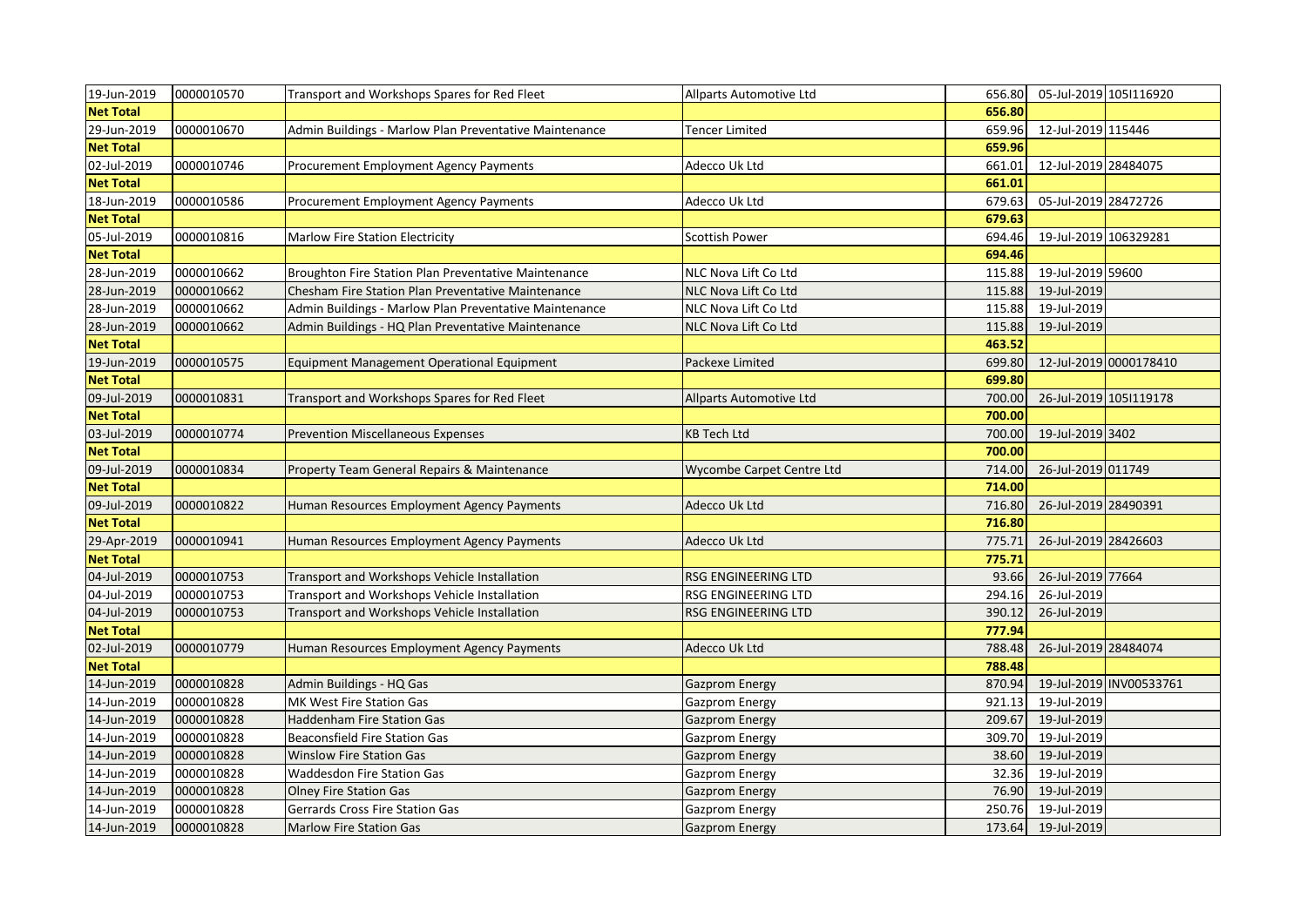| | | | | | | |
|---|---|---|---|---|---|---|
| 19-Jun-2019 | 0000010570 | Transport and Workshops Spares for Red Fleet | Allparts Automotive Ltd | 656.80 | 05-Jul-2019 | 105I116920 |
| **Net Total** | | | | **656.80** | | |
| 29-Jun-2019 | 0000010670 | Admin Buildings - Marlow Plan Preventative Maintenance | Tencer Limited | 659.96 | 12-Jul-2019 | 115446 |
| **Net Total** | | | | **659.96** | | |
| 02-Jul-2019 | 0000010746 | Procurement Employment Agency Payments | Adecco Uk Ltd | 661.01 | 12-Jul-2019 | 28484075 |
| **Net Total** | | | | **661.01** | | |
| 18-Jun-2019 | 0000010586 | Procurement Employment Agency Payments | Adecco Uk Ltd | 679.63 | 05-Jul-2019 | 28472726 |
| **Net Total** | | | | **679.63** | | |
| 05-Jul-2019 | 0000010816 | Marlow Fire Station Electricity | Scottish Power | 694.46 | 19-Jul-2019 | 106329281 |
| **Net Total** | | | | **694.46** | | |
| 28-Jun-2019 | 0000010662 | Broughton Fire Station Plan Preventative Maintenance | NLC Nova Lift Co Ltd | 115.88 | 19-Jul-2019 | 59600 |
| 28-Jun-2019 | 0000010662 | Chesham Fire Station Plan Preventative Maintenance | NLC Nova Lift Co Ltd | 115.88 | 19-Jul-2019 | |
| 28-Jun-2019 | 0000010662 | Admin Buildings - Marlow Plan Preventative Maintenance | NLC Nova Lift Co Ltd | 115.88 | 19-Jul-2019 | |
| 28-Jun-2019 | 0000010662 | Admin Buildings - HQ Plan Preventative Maintenance | NLC Nova Lift Co Ltd | 115.88 | 19-Jul-2019 | |
| **Net Total** | | | | **463.52** | | |
| 19-Jun-2019 | 0000010575 | Equipment Management Operational Equipment | Packexe Limited | 699.80 | 12-Jul-2019 | 0000178410 |
| **Net Total** | | | | **699.80** | | |
| 09-Jul-2019 | 0000010831 | Transport and Workshops Spares for Red Fleet | Allparts Automotive Ltd | 700.00 | 26-Jul-2019 | 105I119178 |
| **Net Total** | | | | **700.00** | | |
| 03-Jul-2019 | 0000010774 | Prevention Miscellaneous Expenses | KB Tech Ltd | 700.00 | 19-Jul-2019 | 3402 |
| **Net Total** | | | | **700.00** | | |
| 09-Jul-2019 | 0000010834 | Property Team General Repairs & Maintenance | Wycombe Carpet Centre Ltd | 714.00 | 26-Jul-2019 | 011749 |
| **Net Total** | | | | **714.00** | | |
| 09-Jul-2019 | 0000010822 | Human Resources Employment Agency Payments | Adecco Uk Ltd | 716.80 | 26-Jul-2019 | 28490391 |
| **Net Total** | | | | **716.80** | | |
| 29-Apr-2019 | 0000010941 | Human Resources Employment Agency Payments | Adecco Uk Ltd | 775.71 | 26-Jul-2019 | 28426603 |
| **Net Total** | | | | **775.71** | | |
| 04-Jul-2019 | 0000010753 | Transport and Workshops Vehicle Installation | RSG ENGINEERING LTD | 93.66 | 26-Jul-2019 | 77664 |
| 04-Jul-2019 | 0000010753 | Transport and Workshops Vehicle Installation | RSG ENGINEERING LTD | 294.16 | 26-Jul-2019 | |
| 04-Jul-2019 | 0000010753 | Transport and Workshops Vehicle Installation | RSG ENGINEERING LTD | 390.12 | 26-Jul-2019 | |
| **Net Total** | | | | **777.94** | | |
| 02-Jul-2019 | 0000010779 | Human Resources Employment Agency Payments | Adecco Uk Ltd | 788.48 | 26-Jul-2019 | 28484074 |
| **Net Total** | | | | **788.48** | | |
| 14-Jun-2019 | 0000010828 | Admin Buildings - HQ Gas | Gazprom Energy | 870.94 | 19-Jul-2019 | INV00533761 |
| 14-Jun-2019 | 0000010828 | MK West Fire Station Gas | Gazprom Energy | 921.13 | 19-Jul-2019 | |
| 14-Jun-2019 | 0000010828 | Haddenham Fire Station Gas | Gazprom Energy | 209.67 | 19-Jul-2019 | |
| 14-Jun-2019 | 0000010828 | Beaconsfield Fire Station Gas | Gazprom Energy | 309.70 | 19-Jul-2019 | |
| 14-Jun-2019 | 0000010828 | Winslow Fire Station Gas | Gazprom Energy | 38.60 | 19-Jul-2019 | |
| 14-Jun-2019 | 0000010828 | Waddesdon Fire Station Gas | Gazprom Energy | 32.36 | 19-Jul-2019 | |
| 14-Jun-2019 | 0000010828 | Olney Fire Station Gas | Gazprom Energy | 76.90 | 19-Jul-2019 | |
| 14-Jun-2019 | 0000010828 | Gerrards Cross Fire Station Gas | Gazprom Energy | 250.76 | 19-Jul-2019 | |
| 14-Jun-2019 | 0000010828 | Marlow Fire Station Gas | Gazprom Energy | 173.64 | 19-Jul-2019 | |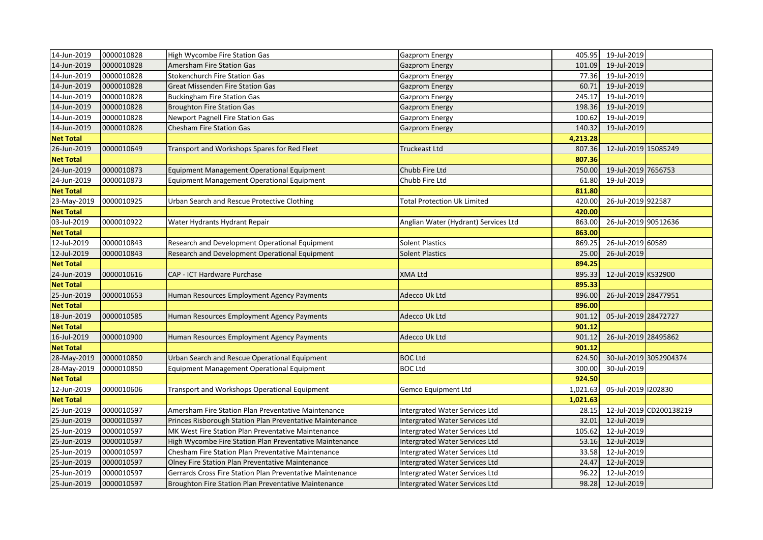| | | | | | | |
|---|---|---|---|---|---|---|
| 14-Jun-2019 | 0000010828 | High Wycombe Fire Station Gas | Gazprom Energy | 405.95 | 19-Jul-2019 | |
| 14-Jun-2019 | 0000010828 | Amersham Fire Station Gas | Gazprom Energy | 101.09 | 19-Jul-2019 | |
| 14-Jun-2019 | 0000010828 | Stokenchurch Fire Station Gas | Gazprom Energy | 77.36 | 19-Jul-2019 | |
| 14-Jun-2019 | 0000010828 | Great Missenden Fire Station Gas | Gazprom Energy | 60.71 | 19-Jul-2019 | |
| 14-Jun-2019 | 0000010828 | Buckingham Fire Station Gas | Gazprom Energy | 245.17 | 19-Jul-2019 | |
| 14-Jun-2019 | 0000010828 | Broughton Fire Station Gas | Gazprom Energy | 198.36 | 19-Jul-2019 | |
| 14-Jun-2019 | 0000010828 | Newport Pagnell Fire Station Gas | Gazprom Energy | 100.62 | 19-Jul-2019 | |
| 14-Jun-2019 | 0000010828 | Chesham Fire Station Gas | Gazprom Energy | 140.32 | 19-Jul-2019 | |
| **Net Total** | | | | **4,213.28** | | |
| 26-Jun-2019 | 0000010649 | Transport and Workshops Spares for Red Fleet | Truckeast Ltd | 807.36 | 12-Jul-2019 | 15085249 |
| **Net Total** | | | | **807.36** | | |
| 24-Jun-2019 | 0000010873 | Equipment Management Operational Equipment | Chubb Fire Ltd | 750.00 | 19-Jul-2019 | 7656753 |
| 24-Jun-2019 | 0000010873 | Equipment Management Operational Equipment | Chubb Fire Ltd | 61.80 | 19-Jul-2019 | |
| **Net Total** | | | | **811.80** | | |
| 23-May-2019 | 0000010925 | Urban Search and Rescue Protective Clothing | Total Protection Uk Limited | 420.00 | 26-Jul-2019 | 922587 |
| **Net Total** | | | | **420.00** | | |
| 03-Jul-2019 | 0000010922 | Water Hydrants Hydrant Repair | Anglian Water (Hydrant) Services Ltd | 863.00 | 26-Jul-2019 | 90512636 |
| **Net Total** | | | | **863.00** | | |
| 12-Jul-2019 | 0000010843 | Research and Development Operational Equipment | Solent Plastics | 869.25 | 26-Jul-2019 | 60589 |
| 12-Jul-2019 | 0000010843 | Research and Development Operational Equipment | Solent Plastics | 25.00 | 26-Jul-2019 | |
| **Net Total** | | | | **894.25** | | |
| 24-Jun-2019 | 0000010616 | CAP - ICT Hardware Purchase | XMA Ltd | 895.33 | 12-Jul-2019 | KS32900 |
| **Net Total** | | | | **895.33** | | |
| 25-Jun-2019 | 0000010653 | Human Resources Employment Agency Payments | Adecco Uk Ltd | 896.00 | 26-Jul-2019 | 28477951 |
| **Net Total** | | | | **896.00** | | |
| 18-Jun-2019 | 0000010585 | Human Resources Employment Agency Payments | Adecco Uk Ltd | 901.12 | 05-Jul-2019 | 28472727 |
| **Net Total** | | | | **901.12** | | |
| 16-Jul-2019 | 0000010900 | Human Resources Employment Agency Payments | Adecco Uk Ltd | 901.12 | 26-Jul-2019 | 28495862 |
| **Net Total** | | | | **901.12** | | |
| 28-May-2019 | 0000010850 | Urban Search and Rescue Operational Equipment | BOC Ltd | 624.50 | 30-Jul-2019 | 3052904374 |
| 28-May-2019 | 0000010850 | Equipment Management Operational Equipment | BOC Ltd | 300.00 | 30-Jul-2019 | |
| **Net Total** | | | | **924.50** | | |
| 12-Jun-2019 | 0000010606 | Transport and Workshops Operational Equipment | Gemco Equipment Ltd | 1,021.63 | 05-Jul-2019 | I202830 |
| **Net Total** | | | | **1,021.63** | | |
| 25-Jun-2019 | 0000010597 | Amersham Fire Station Plan Preventative Maintenance | Intergrated Water Services Ltd | 28.15 | 12-Jul-2019 | CD200138219 |
| 25-Jun-2019 | 0000010597 | Princes Risborough Station Plan Preventative Maintenance | Intergrated Water Services Ltd | 32.01 | 12-Jul-2019 | |
| 25-Jun-2019 | 0000010597 | MK West Fire Station Plan Preventative Maintenance | Intergrated Water Services Ltd | 105.62 | 12-Jul-2019 | |
| 25-Jun-2019 | 0000010597 | High Wycombe Fire Station Plan Preventative Maintenance | Intergrated Water Services Ltd | 53.16 | 12-Jul-2019 | |
| 25-Jun-2019 | 0000010597 | Chesham Fire Station Plan Preventative Maintenance | Intergrated Water Services Ltd | 33.58 | 12-Jul-2019 | |
| 25-Jun-2019 | 0000010597 | Olney Fire Station Plan Preventative Maintenance | Intergrated Water Services Ltd | 24.47 | 12-Jul-2019 | |
| 25-Jun-2019 | 0000010597 | Gerrards Cross Fire Station Plan Preventative Maintenance | Intergrated Water Services Ltd | 96.22 | 12-Jul-2019 | |
| 25-Jun-2019 | 0000010597 | Broughton Fire Station Plan Preventative Maintenance | Intergrated Water Services Ltd | 98.28 | 12-Jul-2019 | |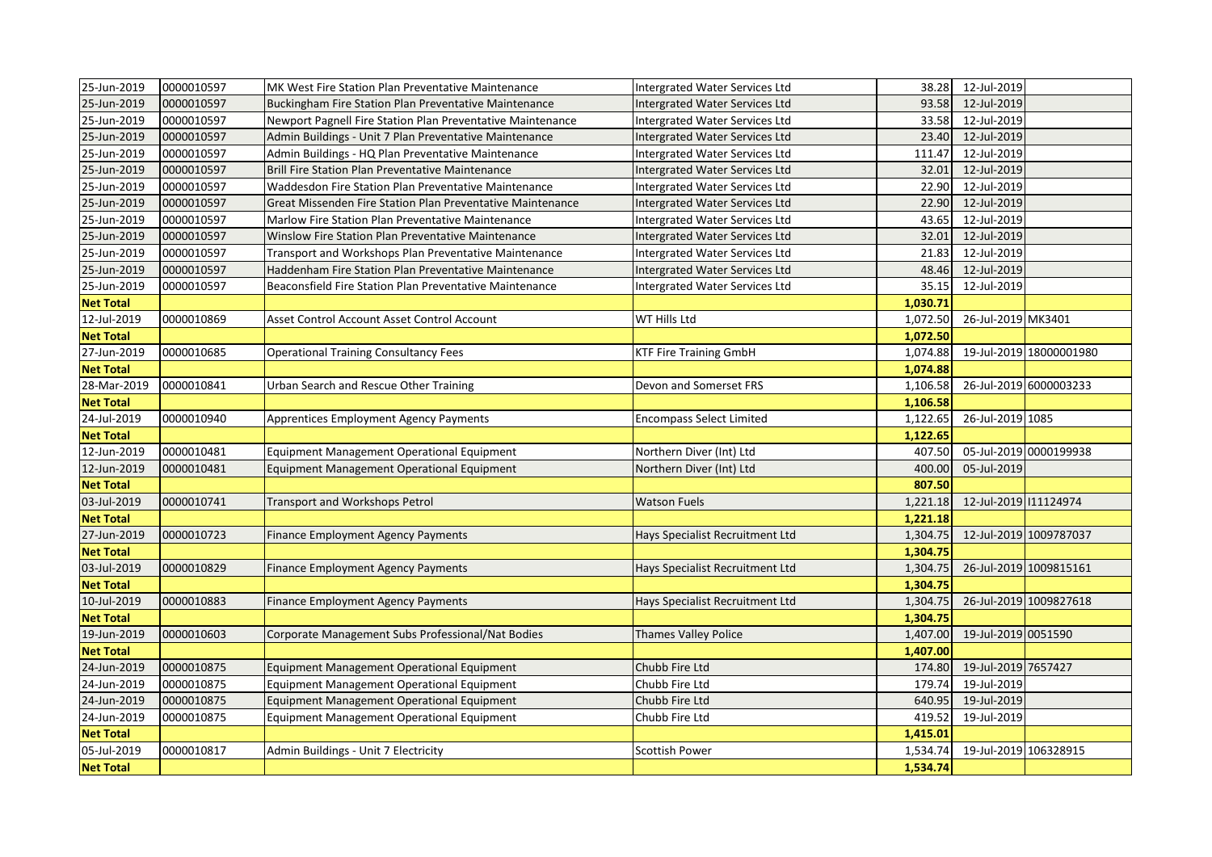| | | | | | | |
|---|---|---|---|---|---|---|
| 25-Jun-2019 | 0000010597 | MK West Fire Station Plan Preventative Maintenance | Intergrated Water Services Ltd | 38.28 | 12-Jul-2019 | |
| 25-Jun-2019 | 0000010597 | Buckingham Fire Station Plan Preventative Maintenance | Intergrated Water Services Ltd | 93.58 | 12-Jul-2019 | |
| 25-Jun-2019 | 0000010597 | Newport Pagnell Fire Station Plan Preventative Maintenance | Intergrated Water Services Ltd | 33.58 | 12-Jul-2019 | |
| 25-Jun-2019 | 0000010597 | Admin Buildings - Unit 7 Plan Preventative Maintenance | Intergrated Water Services Ltd | 23.40 | 12-Jul-2019 | |
| 25-Jun-2019 | 0000010597 | Admin Buildings - HQ Plan Preventative Maintenance | Intergrated Water Services Ltd | 111.47 | 12-Jul-2019 | |
| 25-Jun-2019 | 0000010597 | Brill Fire Station Plan Preventative Maintenance | Intergrated Water Services Ltd | 32.01 | 12-Jul-2019 | |
| 25-Jun-2019 | 0000010597 | Waddesdon Fire Station Plan Preventative Maintenance | Intergrated Water Services Ltd | 22.90 | 12-Jul-2019 | |
| 25-Jun-2019 | 0000010597 | Great Missenden Fire Station Plan Preventative Maintenance | Intergrated Water Services Ltd | 22.90 | 12-Jul-2019 | |
| 25-Jun-2019 | 0000010597 | Marlow Fire Station Plan Preventative Maintenance | Intergrated Water Services Ltd | 43.65 | 12-Jul-2019 | |
| 25-Jun-2019 | 0000010597 | Winslow Fire Station Plan Preventative Maintenance | Intergrated Water Services Ltd | 32.01 | 12-Jul-2019 | |
| 25-Jun-2019 | 0000010597 | Transport and Workshops Plan Preventative Maintenance | Intergrated Water Services Ltd | 21.83 | 12-Jul-2019 | |
| 25-Jun-2019 | 0000010597 | Haddenham Fire Station Plan Preventative Maintenance | Intergrated Water Services Ltd | 48.46 | 12-Jul-2019 | |
| 25-Jun-2019 | 0000010597 | Beaconsfield Fire Station Plan Preventative Maintenance | Intergrated Water Services Ltd | 35.15 | 12-Jul-2019 | |
| **Net Total** | | | | **1,030.71** | | |
| 12-Jul-2019 | 0000010869 | Asset Control Account Asset Control Account | WT Hills Ltd | 1,072.50 | 26-Jul-2019 | MK3401 |
| **Net Total** | | | | **1,072.50** | | |
| 27-Jun-2019 | 0000010685 | Operational Training Consultancy Fees | KTF Fire Training GmbH | 1,074.88 | 19-Jul-2019 | 18000001980 |
| **Net Total** | | | | **1,074.88** | | |
| 28-Mar-2019 | 0000010841 | Urban Search and Rescue Other Training | Devon and Somerset FRS | 1,106.58 | 26-Jul-2019 | 6000003233 |
| **Net Total** | | | | **1,106.58** | | |
| 24-Jul-2019 | 0000010940 | Apprentices Employment Agency Payments | Encompass Select Limited | 1,122.65 | 26-Jul-2019 | 1085 |
| **Net Total** | | | | **1,122.65** | | |
| 12-Jun-2019 | 0000010481 | Equipment Management Operational Equipment | Northern Diver (Int) Ltd | 407.50 | 05-Jul-2019 | 0000199938 |
| 12-Jun-2019 | 0000010481 | Equipment Management Operational Equipment | Northern Diver (Int) Ltd | 400.00 | 05-Jul-2019 | |
| **Net Total** | | | | **807.50** | | |
| 03-Jul-2019 | 0000010741 | Transport and Workshops Petrol | Watson Fuels | 1,221.18 | 12-Jul-2019 | I11124974 |
| **Net Total** | | | | **1,221.18** | | |
| 27-Jun-2019 | 0000010723 | Finance Employment Agency Payments | Hays Specialist Recruitment Ltd | 1,304.75 | 12-Jul-2019 | 1009787037 |
| **Net Total** | | | | **1,304.75** | | |
| 03-Jul-2019 | 0000010829 | Finance Employment Agency Payments | Hays Specialist Recruitment Ltd | 1,304.75 | 26-Jul-2019 | 1009815161 |
| **Net Total** | | | | **1,304.75** | | |
| 10-Jul-2019 | 0000010883 | Finance Employment Agency Payments | Hays Specialist Recruitment Ltd | 1,304.75 | 26-Jul-2019 | 1009827618 |
| **Net Total** | | | | **1,304.75** | | |
| 19-Jun-2019 | 0000010603 | Corporate Management Subs Professional/Nat Bodies | Thames Valley Police | 1,407.00 | 19-Jul-2019 | 0051590 |
| **Net Total** | | | | **1,407.00** | | |
| 24-Jun-2019 | 0000010875 | Equipment Management Operational Equipment | Chubb Fire Ltd | 174.80 | 19-Jul-2019 | 7657427 |
| 24-Jun-2019 | 0000010875 | Equipment Management Operational Equipment | Chubb Fire Ltd | 179.74 | 19-Jul-2019 | |
| 24-Jun-2019 | 0000010875 | Equipment Management Operational Equipment | Chubb Fire Ltd | 640.95 | 19-Jul-2019 | |
| 24-Jun-2019 | 0000010875 | Equipment Management Operational Equipment | Chubb Fire Ltd | 419.52 | 19-Jul-2019 | |
| **Net Total** | | | | **1,415.01** | | |
| 05-Jul-2019 | 0000010817 | Admin Buildings - Unit 7 Electricity | Scottish Power | 1,534.74 | 19-Jul-2019 | 106328915 |
| **Net Total** | | | | **1,534.74** | | |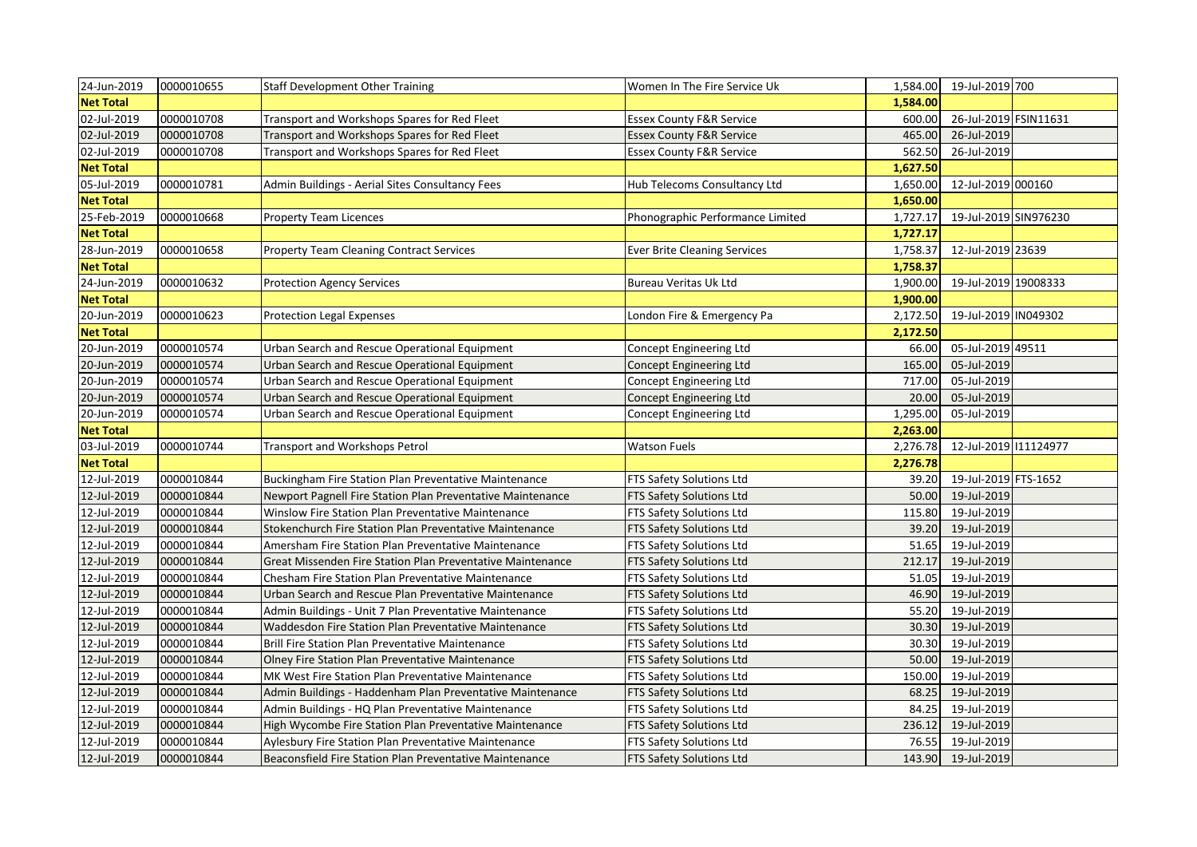| | | | | | | |
|---|---|---|---|---|---|---|
| 24-Jun-2019 | 0000010655 | Staff Development Other Training | Women In The Fire Service Uk | 1,584.00 | 19-Jul-2019 | 700 |
| **Net Total** | | | | **1,584.00** | | |
| 02-Jul-2019 | 0000010708 | Transport and Workshops Spares for Red Fleet | Essex County F&R Service | 600.00 | 26-Jul-2019 | FSIN11631 |
| 02-Jul-2019 | 0000010708 | Transport and Workshops Spares for Red Fleet | Essex County F&R Service | 465.00 | 26-Jul-2019 | |
| 02-Jul-2019 | 0000010708 | Transport and Workshops Spares for Red Fleet | Essex County F&R Service | 562.50 | 26-Jul-2019 | |
| **Net Total** | | | | **1,627.50** | | |
| 05-Jul-2019 | 0000010781 | Admin Buildings - Aerial Sites Consultancy Fees | Hub Telecoms Consultancy Ltd | 1,650.00 | 12-Jul-2019 | 000160 |
| **Net Total** | | | | **1,650.00** | | |
| 25-Feb-2019 | 0000010668 | Property Team Licences | Phonographic Performance Limited | 1,727.17 | 19-Jul-2019 | SIN976230 |
| **Net Total** | | | | **1,727.17** | | |
| 28-Jun-2019 | 0000010658 | Property Team Cleaning Contract Services | Ever Brite Cleaning Services | 1,758.37 | 12-Jul-2019 | 23639 |
| **Net Total** | | | | **1,758.37** | | |
| 24-Jun-2019 | 0000010632 | Protection Agency Services | Bureau Veritas Uk Ltd | 1,900.00 | 19-Jul-2019 | 19008333 |
| **Net Total** | | | | **1,900.00** | | |
| 20-Jun-2019 | 0000010623 | Protection Legal Expenses | London Fire & Emergency Pa | 2,172.50 | 19-Jul-2019 | IN049302 |
| **Net Total** | | | | **2,172.50** | | |
| 20-Jun-2019 | 0000010574 | Urban Search and Rescue Operational Equipment | Concept Engineering Ltd | 66.00 | 05-Jul-2019 | 49511 |
| 20-Jun-2019 | 0000010574 | Urban Search and Rescue Operational Equipment | Concept Engineering Ltd | 165.00 | 05-Jul-2019 | |
| 20-Jun-2019 | 0000010574 | Urban Search and Rescue Operational Equipment | Concept Engineering Ltd | 717.00 | 05-Jul-2019 | |
| 20-Jun-2019 | 0000010574 | Urban Search and Rescue Operational Equipment | Concept Engineering Ltd | 20.00 | 05-Jul-2019 | |
| 20-Jun-2019 | 0000010574 | Urban Search and Rescue Operational Equipment | Concept Engineering Ltd | 1,295.00 | 05-Jul-2019 | |
| **Net Total** | | | | **2,263.00** | | |
| 03-Jul-2019 | 0000010744 | Transport and Workshops Petrol | Watson Fuels | 2,276.78 | 12-Jul-2019 | I11124977 |
| **Net Total** | | | | **2,276.78** | | |
| 12-Jul-2019 | 0000010844 | Buckingham Fire Station Plan Preventative Maintenance | FTS Safety Solutions Ltd | 39.20 | 19-Jul-2019 | FTS-1652 |
| 12-Jul-2019 | 0000010844 | Newport Pagnell Fire Station Plan Preventative Maintenance | FTS Safety Solutions Ltd | 50.00 | 19-Jul-2019 | |
| 12-Jul-2019 | 0000010844 | Winslow Fire Station Plan Preventative Maintenance | FTS Safety Solutions Ltd | 115.80 | 19-Jul-2019 | |
| 12-Jul-2019 | 0000010844 | Stokenchurch Fire Station Plan Preventative Maintenance | FTS Safety Solutions Ltd | 39.20 | 19-Jul-2019 | |
| 12-Jul-2019 | 0000010844 | Amersham Fire Station Plan Preventative Maintenance | FTS Safety Solutions Ltd | 51.65 | 19-Jul-2019 | |
| 12-Jul-2019 | 0000010844 | Great Missenden Fire Station Plan Preventative Maintenance | FTS Safety Solutions Ltd | 212.17 | 19-Jul-2019 | |
| 12-Jul-2019 | 0000010844 | Chesham Fire Station Plan Preventative Maintenance | FTS Safety Solutions Ltd | 51.05 | 19-Jul-2019 | |
| 12-Jul-2019 | 0000010844 | Urban Search and Rescue Plan Preventative Maintenance | FTS Safety Solutions Ltd | 46.90 | 19-Jul-2019 | |
| 12-Jul-2019 | 0000010844 | Admin Buildings - Unit 7 Plan Preventative Maintenance | FTS Safety Solutions Ltd | 55.20 | 19-Jul-2019 | |
| 12-Jul-2019 | 0000010844 | Waddesdon Fire Station Plan Preventative Maintenance | FTS Safety Solutions Ltd | 30.30 | 19-Jul-2019 | |
| 12-Jul-2019 | 0000010844 | Brill Fire Station Plan Preventative Maintenance | FTS Safety Solutions Ltd | 30.30 | 19-Jul-2019 | |
| 12-Jul-2019 | 0000010844 | Olney Fire Station Plan Preventative Maintenance | FTS Safety Solutions Ltd | 50.00 | 19-Jul-2019 | |
| 12-Jul-2019 | 0000010844 | MK West Fire Station Plan Preventative Maintenance | FTS Safety Solutions Ltd | 150.00 | 19-Jul-2019 | |
| 12-Jul-2019 | 0000010844 | Admin Buildings - Haddenham Plan Preventative Maintenance | FTS Safety Solutions Ltd | 68.25 | 19-Jul-2019 | |
| 12-Jul-2019 | 0000010844 | Admin Buildings - HQ Plan Preventative Maintenance | FTS Safety Solutions Ltd | 84.25 | 19-Jul-2019 | |
| 12-Jul-2019 | 0000010844 | High Wycombe Fire Station Plan Preventative Maintenance | FTS Safety Solutions Ltd | 236.12 | 19-Jul-2019 | |
| 12-Jul-2019 | 0000010844 | Aylesbury Fire Station Plan Preventative Maintenance | FTS Safety Solutions Ltd | 76.55 | 19-Jul-2019 | |
| 12-Jul-2019 | 0000010844 | Beaconsfield Fire Station Plan Preventative Maintenance | FTS Safety Solutions Ltd | 143.90 | 19-Jul-2019 | |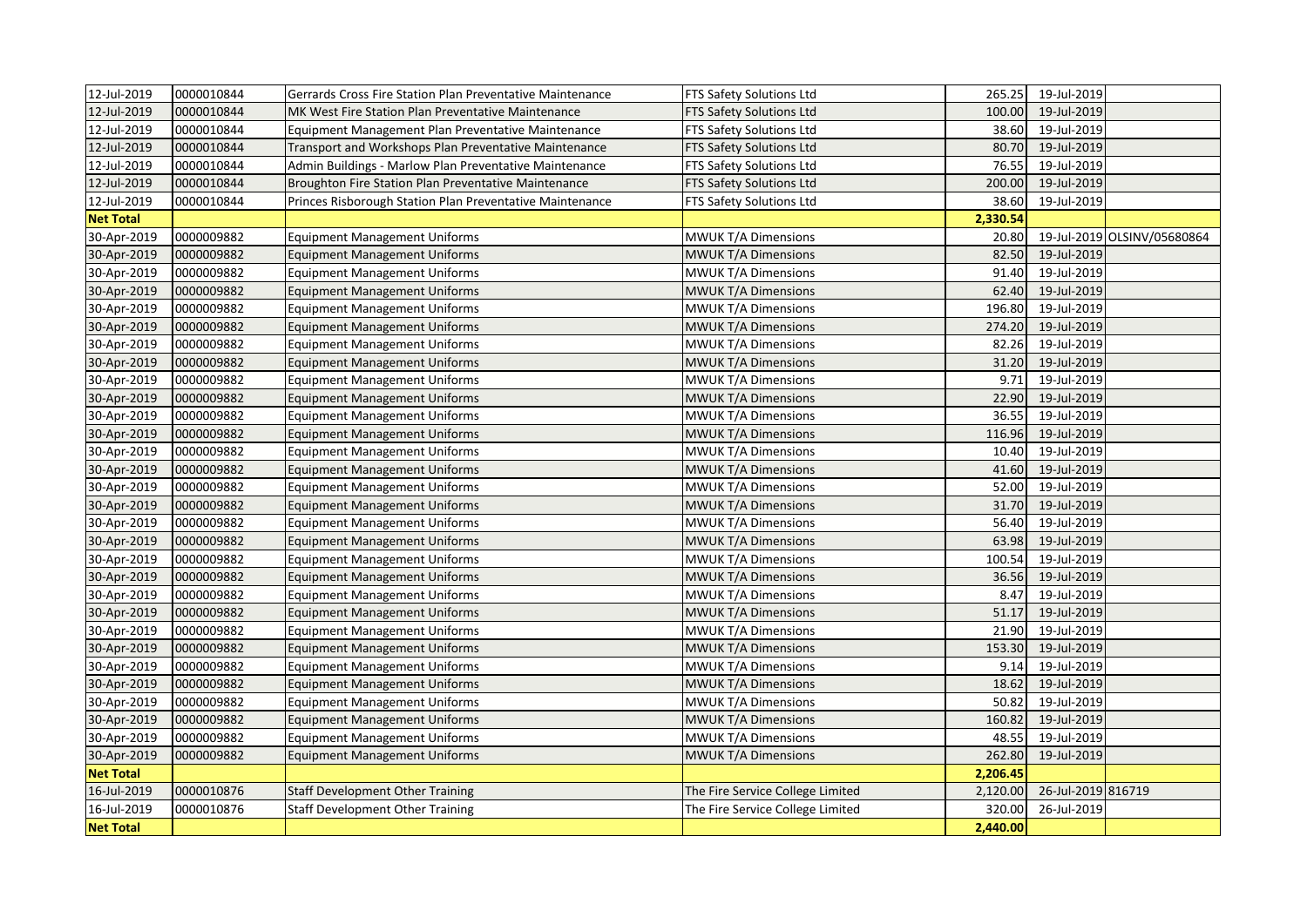| | | | | | | |
|---|---|---|---|---|---|---|
| 12-Jul-2019 | 0000010844 | Gerrards Cross Fire Station Plan Preventative Maintenance | FTS Safety Solutions Ltd | 265.25 | 19-Jul-2019 | |
| 12-Jul-2019 | 0000010844 | MK West Fire Station Plan Preventative Maintenance | FTS Safety Solutions Ltd | 100.00 | 19-Jul-2019 | |
| 12-Jul-2019 | 0000010844 | Equipment Management Plan Preventative Maintenance | FTS Safety Solutions Ltd | 38.60 | 19-Jul-2019 | |
| 12-Jul-2019 | 0000010844 | Transport and Workshops Plan Preventative Maintenance | FTS Safety Solutions Ltd | 80.70 | 19-Jul-2019 | |
| 12-Jul-2019 | 0000010844 | Admin Buildings - Marlow Plan Preventative Maintenance | FTS Safety Solutions Ltd | 76.55 | 19-Jul-2019 | |
| 12-Jul-2019 | 0000010844 | Broughton Fire Station Plan Preventative Maintenance | FTS Safety Solutions Ltd | 200.00 | 19-Jul-2019 | |
| 12-Jul-2019 | 0000010844 | Princes Risborough Station Plan Preventative Maintenance | FTS Safety Solutions Ltd | 38.60 | 19-Jul-2019 | |
| **Net Total** | | | | **2,330.54** | | |
| 30-Apr-2019 | 0000009882 | Equipment Management Uniforms | MWUK T/A Dimensions | 20.80 | 19-Jul-2019 | OLSINV/05680864 |
| 30-Apr-2019 | 0000009882 | Equipment Management Uniforms | MWUK T/A Dimensions | 82.50 | 19-Jul-2019 | |
| 30-Apr-2019 | 0000009882 | Equipment Management Uniforms | MWUK T/A Dimensions | 91.40 | 19-Jul-2019 | |
| 30-Apr-2019 | 0000009882 | Equipment Management Uniforms | MWUK T/A Dimensions | 62.40 | 19-Jul-2019 | |
| 30-Apr-2019 | 0000009882 | Equipment Management Uniforms | MWUK T/A Dimensions | 196.80 | 19-Jul-2019 | |
| 30-Apr-2019 | 0000009882 | Equipment Management Uniforms | MWUK T/A Dimensions | 274.20 | 19-Jul-2019 | |
| 30-Apr-2019 | 0000009882 | Equipment Management Uniforms | MWUK T/A Dimensions | 82.26 | 19-Jul-2019 | |
| 30-Apr-2019 | 0000009882 | Equipment Management Uniforms | MWUK T/A Dimensions | 31.20 | 19-Jul-2019 | |
| 30-Apr-2019 | 0000009882 | Equipment Management Uniforms | MWUK T/A Dimensions | 9.71 | 19-Jul-2019 | |
| 30-Apr-2019 | 0000009882 | Equipment Management Uniforms | MWUK T/A Dimensions | 22.90 | 19-Jul-2019 | |
| 30-Apr-2019 | 0000009882 | Equipment Management Uniforms | MWUK T/A Dimensions | 36.55 | 19-Jul-2019 | |
| 30-Apr-2019 | 0000009882 | Equipment Management Uniforms | MWUK T/A Dimensions | 116.96 | 19-Jul-2019 | |
| 30-Apr-2019 | 0000009882 | Equipment Management Uniforms | MWUK T/A Dimensions | 10.40 | 19-Jul-2019 | |
| 30-Apr-2019 | 0000009882 | Equipment Management Uniforms | MWUK T/A Dimensions | 41.60 | 19-Jul-2019 | |
| 30-Apr-2019 | 0000009882 | Equipment Management Uniforms | MWUK T/A Dimensions | 52.00 | 19-Jul-2019 | |
| 30-Apr-2019 | 0000009882 | Equipment Management Uniforms | MWUK T/A Dimensions | 31.70 | 19-Jul-2019 | |
| 30-Apr-2019 | 0000009882 | Equipment Management Uniforms | MWUK T/A Dimensions | 56.40 | 19-Jul-2019 | |
| 30-Apr-2019 | 0000009882 | Equipment Management Uniforms | MWUK T/A Dimensions | 63.98 | 19-Jul-2019 | |
| 30-Apr-2019 | 0000009882 | Equipment Management Uniforms | MWUK T/A Dimensions | 100.54 | 19-Jul-2019 | |
| 30-Apr-2019 | 0000009882 | Equipment Management Uniforms | MWUK T/A Dimensions | 36.56 | 19-Jul-2019 | |
| 30-Apr-2019 | 0000009882 | Equipment Management Uniforms | MWUK T/A Dimensions | 8.47 | 19-Jul-2019 | |
| 30-Apr-2019 | 0000009882 | Equipment Management Uniforms | MWUK T/A Dimensions | 51.17 | 19-Jul-2019 | |
| 30-Apr-2019 | 0000009882 | Equipment Management Uniforms | MWUK T/A Dimensions | 21.90 | 19-Jul-2019 | |
| 30-Apr-2019 | 0000009882 | Equipment Management Uniforms | MWUK T/A Dimensions | 153.30 | 19-Jul-2019 | |
| 30-Apr-2019 | 0000009882 | Equipment Management Uniforms | MWUK T/A Dimensions | 9.14 | 19-Jul-2019 | |
| 30-Apr-2019 | 0000009882 | Equipment Management Uniforms | MWUK T/A Dimensions | 18.62 | 19-Jul-2019 | |
| 30-Apr-2019 | 0000009882 | Equipment Management Uniforms | MWUK T/A Dimensions | 50.82 | 19-Jul-2019 | |
| 30-Apr-2019 | 0000009882 | Equipment Management Uniforms | MWUK T/A Dimensions | 160.82 | 19-Jul-2019 | |
| 30-Apr-2019 | 0000009882 | Equipment Management Uniforms | MWUK T/A Dimensions | 48.55 | 19-Jul-2019 | |
| 30-Apr-2019 | 0000009882 | Equipment Management Uniforms | MWUK T/A Dimensions | 262.80 | 19-Jul-2019 | |
| **Net Total** | | | | **2,206.45** | | |
| 16-Jul-2019 | 0000010876 | Staff Development Other Training | The Fire Service College Limited | 2,120.00 | 26-Jul-2019 | 816719 |
| 16-Jul-2019 | 0000010876 | Staff Development Other Training | The Fire Service College Limited | 320.00 | 26-Jul-2019 | |
| **Net Total** | | | | **2,440.00** | | |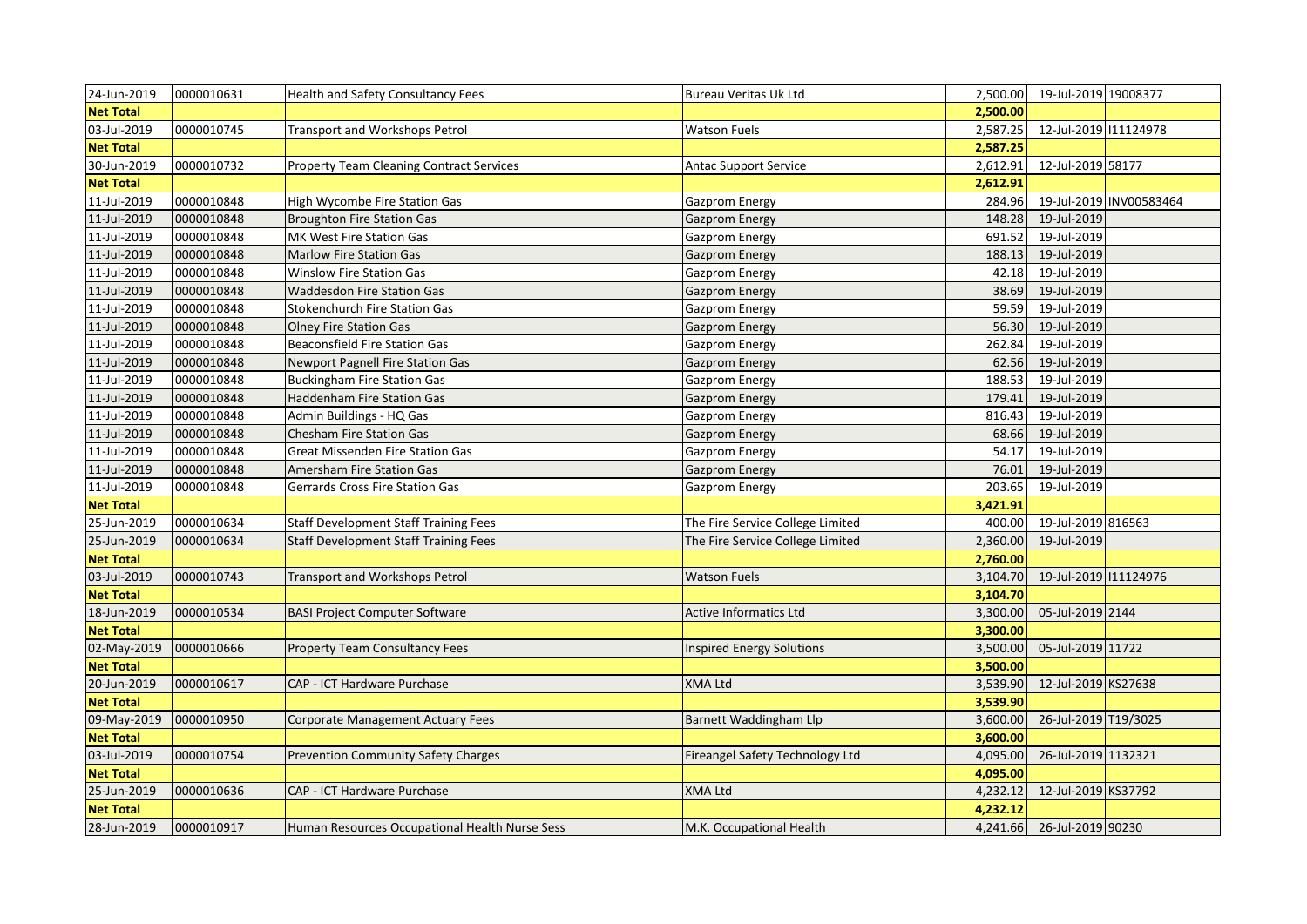| | | | | | | |
|---|---|---|---|---|---|---|
| 24-Jun-2019 | 0000010631 | Health and Safety Consultancy Fees | Bureau Veritas Uk Ltd | 2,500.00 | 19-Jul-2019 | 19008377 |
| **Net Total** | | | | **2,500.00** | | |
| 03-Jul-2019 | 0000010745 | Transport and Workshops Petrol | Watson Fuels | 2,587.25 | 12-Jul-2019 | I11124978 |
| **Net Total** | | | | **2,587.25** | | |
| 30-Jun-2019 | 0000010732 | Property Team Cleaning Contract Services | Antac Support Service | 2,612.91 | 12-Jul-2019 | 58177 |
| **Net Total** | | | | **2,612.91** | | |
| 11-Jul-2019 | 0000010848 | High Wycombe Fire Station Gas | Gazprom Energy | 284.96 | 19-Jul-2019 | INV00583464 |
| 11-Jul-2019 | 0000010848 | Broughton Fire Station Gas | Gazprom Energy | 148.28 | 19-Jul-2019 | |
| 11-Jul-2019 | 0000010848 | MK West Fire Station Gas | Gazprom Energy | 691.52 | 19-Jul-2019 | |
| 11-Jul-2019 | 0000010848 | Marlow Fire Station Gas | Gazprom Energy | 188.13 | 19-Jul-2019 | |
| 11-Jul-2019 | 0000010848 | Winslow Fire Station Gas | Gazprom Energy | 42.18 | 19-Jul-2019 | |
| 11-Jul-2019 | 0000010848 | Waddesdon Fire Station Gas | Gazprom Energy | 38.69 | 19-Jul-2019 | |
| 11-Jul-2019 | 0000010848 | Stokenchurch Fire Station Gas | Gazprom Energy | 59.59 | 19-Jul-2019 | |
| 11-Jul-2019 | 0000010848 | Olney Fire Station Gas | Gazprom Energy | 56.30 | 19-Jul-2019 | |
| 11-Jul-2019 | 0000010848 | Beaconsfield Fire Station Gas | Gazprom Energy | 262.84 | 19-Jul-2019 | |
| 11-Jul-2019 | 0000010848 | Newport Pagnell Fire Station Gas | Gazprom Energy | 62.56 | 19-Jul-2019 | |
| 11-Jul-2019 | 0000010848 | Buckingham Fire Station Gas | Gazprom Energy | 188.53 | 19-Jul-2019 | |
| 11-Jul-2019 | 0000010848 | Haddenham Fire Station Gas | Gazprom Energy | 179.41 | 19-Jul-2019 | |
| 11-Jul-2019 | 0000010848 | Admin Buildings - HQ Gas | Gazprom Energy | 816.43 | 19-Jul-2019 | |
| 11-Jul-2019 | 0000010848 | Chesham Fire Station Gas | Gazprom Energy | 68.66 | 19-Jul-2019 | |
| 11-Jul-2019 | 0000010848 | Great Missenden Fire Station Gas | Gazprom Energy | 54.17 | 19-Jul-2019 | |
| 11-Jul-2019 | 0000010848 | Amersham Fire Station Gas | Gazprom Energy | 76.01 | 19-Jul-2019 | |
| 11-Jul-2019 | 0000010848 | Gerrards Cross Fire Station Gas | Gazprom Energy | 203.65 | 19-Jul-2019 | |
| **Net Total** | | | | **3,421.91** | | |
| 25-Jun-2019 | 0000010634 | Staff Development Staff Training Fees | The Fire Service College Limited | 400.00 | 19-Jul-2019 | 816563 |
| 25-Jun-2019 | 0000010634 | Staff Development Staff Training Fees | The Fire Service College Limited | 2,360.00 | 19-Jul-2019 | |
| **Net Total** | | | | **2,760.00** | | |
| 03-Jul-2019 | 0000010743 | Transport and Workshops Petrol | Watson Fuels | 3,104.70 | 19-Jul-2019 | I11124976 |
| **Net Total** | | | | **3,104.70** | | |
| 18-Jun-2019 | 0000010534 | BASI Project Computer Software | Active Informatics Ltd | 3,300.00 | 05-Jul-2019 | 2144 |
| **Net Total** | | | | **3,300.00** | | |
| 02-May-2019 | 0000010666 | Property Team Consultancy Fees | Inspired Energy Solutions | 3,500.00 | 05-Jul-2019 | 11722 |
| **Net Total** | | | | **3,500.00** | | |
| 20-Jun-2019 | 0000010617 | CAP - ICT Hardware Purchase | XMA Ltd | 3,539.90 | 12-Jul-2019 | KS27638 |
| **Net Total** | | | | **3,539.90** | | |
| 09-May-2019 | 0000010950 | Corporate Management Actuary Fees | Barnett Waddingham Llp | 3,600.00 | 26-Jul-2019 | T19/3025 |
| **Net Total** | | | | **3,600.00** | | |
| 03-Jul-2019 | 0000010754 | Prevention Community Safety Charges | Fireangel Safety Technology Ltd | 4,095.00 | 26-Jul-2019 | 1132321 |
| **Net Total** | | | | **4,095.00** | | |
| 25-Jun-2019 | 0000010636 | CAP - ICT Hardware Purchase | XMA Ltd | 4,232.12 | 12-Jul-2019 | KS37792 |
| **Net Total** | | | | **4,232.12** | | |
| 28-Jun-2019 | 0000010917 | Human Resources Occupational Health Nurse Sess | M.K. Occupational Health | 4,241.66 | 26-Jul-2019 | 90230 |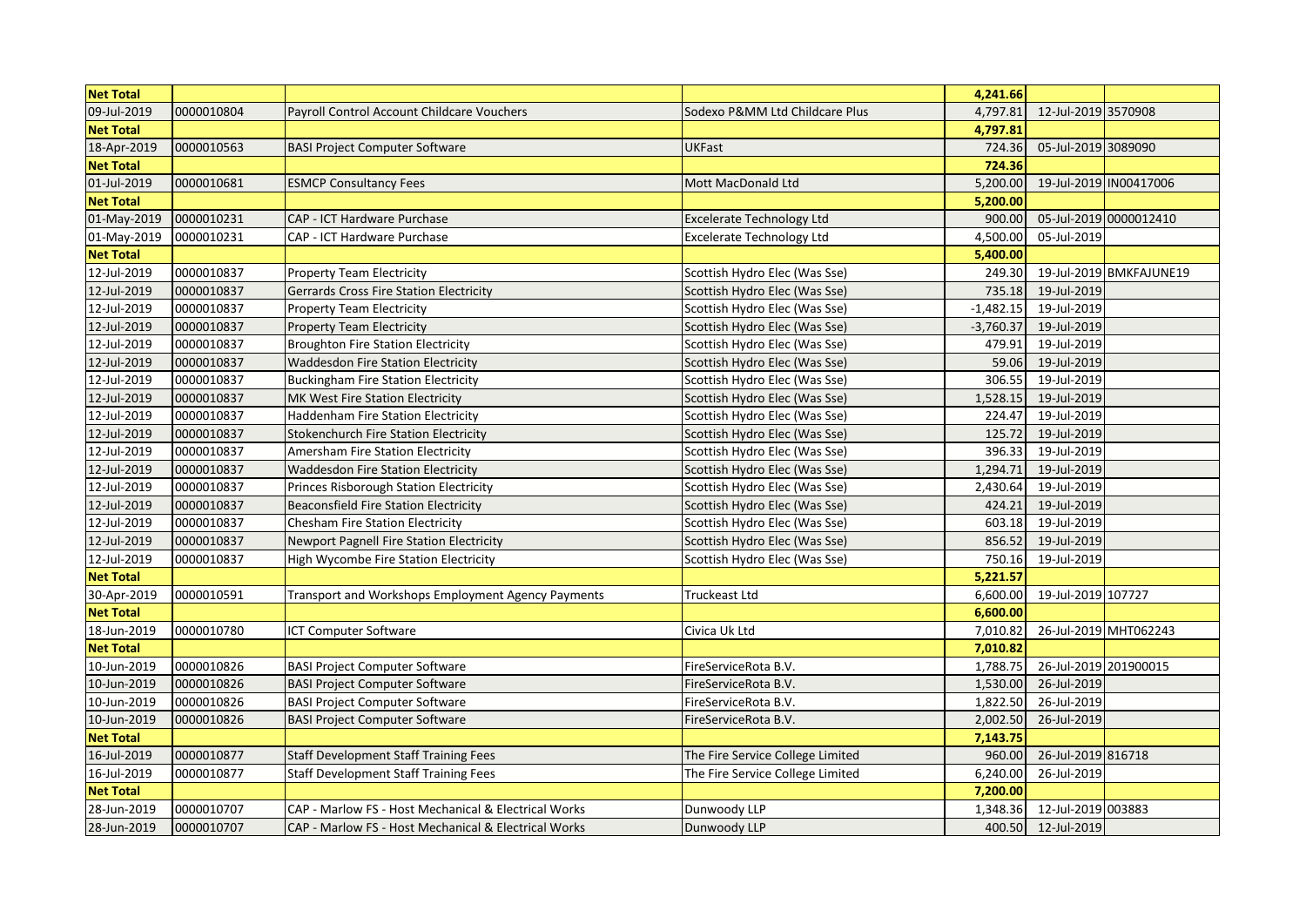| Net Total | | | | 4,241.66 | | |
|---|---|---|---|---|---|---|
| 09-Jul-2019 | 0000010804 | Payroll Control Account Childcare Vouchers | Sodexo P&MM Ltd Childcare Plus | 4,797.81 | 12-Jul-2019 | 3570908 |
| **Net Total** | | | | **4,797.81** | | |
| 18-Apr-2019 | 0000010563 | BASI Project Computer Software | UKFast | 724.36 | 05-Jul-2019 | 3089090 |
| **Net Total** | | | | **724.36** | | |
| 01-Jul-2019 | 0000010681 | ESMCP Consultancy Fees | Mott MacDonald Ltd | 5,200.00 | 19-Jul-2019 | IN00417006 |
| **Net Total** | | | | **5,200.00** | | |
| 01-May-2019 | 0000010231 | CAP - ICT Hardware Purchase | Excelerate Technology Ltd | 900.00 | 05-Jul-2019 | 0000012410 |
| 01-May-2019 | 0000010231 | CAP - ICT Hardware Purchase | Excelerate Technology Ltd | 4,500.00 | 05-Jul-2019 | |
| **Net Total** | | | | **5,400.00** | | |
| 12-Jul-2019 | 0000010837 | Property Team Electricity | Scottish Hydro Elec (Was Sse) | 249.30 | 19-Jul-2019 | BMKFAJUNE19 |
| 12-Jul-2019 | 0000010837 | Gerrards Cross Fire Station Electricity | Scottish Hydro Elec (Was Sse) | 735.18 | 19-Jul-2019 | |
| 12-Jul-2019 | 0000010837 | Property Team Electricity | Scottish Hydro Elec (Was Sse) | -1,482.15 | 19-Jul-2019 | |
| 12-Jul-2019 | 0000010837 | Property Team Electricity | Scottish Hydro Elec (Was Sse) | -3,760.37 | 19-Jul-2019 | |
| 12-Jul-2019 | 0000010837 | Broughton Fire Station Electricity | Scottish Hydro Elec (Was Sse) | 479.91 | 19-Jul-2019 | |
| 12-Jul-2019 | 0000010837 | Waddesdon Fire Station Electricity | Scottish Hydro Elec (Was Sse) | 59.06 | 19-Jul-2019 | |
| 12-Jul-2019 | 0000010837 | Buckingham Fire Station Electricity | Scottish Hydro Elec (Was Sse) | 306.55 | 19-Jul-2019 | |
| 12-Jul-2019 | 0000010837 | MK West Fire Station Electricity | Scottish Hydro Elec (Was Sse) | 1,528.15 | 19-Jul-2019 | |
| 12-Jul-2019 | 0000010837 | Haddenham Fire Station Electricity | Scottish Hydro Elec (Was Sse) | 224.47 | 19-Jul-2019 | |
| 12-Jul-2019 | 0000010837 | Stokenchurch Fire Station Electricity | Scottish Hydro Elec (Was Sse) | 125.72 | 19-Jul-2019 | |
| 12-Jul-2019 | 0000010837 | Amersham Fire Station Electricity | Scottish Hydro Elec (Was Sse) | 396.33 | 19-Jul-2019 | |
| 12-Jul-2019 | 0000010837 | Waddesdon Fire Station Electricity | Scottish Hydro Elec (Was Sse) | 1,294.71 | 19-Jul-2019 | |
| 12-Jul-2019 | 0000010837 | Princes Risborough Station Electricity | Scottish Hydro Elec (Was Sse) | 2,430.64 | 19-Jul-2019 | |
| 12-Jul-2019 | 0000010837 | Beaconsfield Fire Station Electricity | Scottish Hydro Elec (Was Sse) | 424.21 | 19-Jul-2019 | |
| 12-Jul-2019 | 0000010837 | Chesham Fire Station Electricity | Scottish Hydro Elec (Was Sse) | 603.18 | 19-Jul-2019 | |
| 12-Jul-2019 | 0000010837 | Newport Pagnell Fire Station Electricity | Scottish Hydro Elec (Was Sse) | 856.52 | 19-Jul-2019 | |
| 12-Jul-2019 | 0000010837 | High Wycombe Fire Station Electricity | Scottish Hydro Elec (Was Sse) | 750.16 | 19-Jul-2019 | |
| **Net Total** | | | | **5,221.57** | | |
| 30-Apr-2019 | 0000010591 | Transport and Workshops Employment Agency Payments | Truckeast Ltd | 6,600.00 | 19-Jul-2019 | 107727 |
| **Net Total** | | | | **6,600.00** | | |
| 18-Jun-2019 | 0000010780 | ICT Computer Software | Civica Uk Ltd | 7,010.82 | 26-Jul-2019 | MHT062243 |
| **Net Total** | | | | **7,010.82** | | |
| 10-Jun-2019 | 0000010826 | BASI Project Computer Software | FireServiceRota B.V. | 1,788.75 | 26-Jul-2019 | 201900015 |
| 10-Jun-2019 | 0000010826 | BASI Project Computer Software | FireServiceRota B.V. | 1,530.00 | 26-Jul-2019 | |
| 10-Jun-2019 | 0000010826 | BASI Project Computer Software | FireServiceRota B.V. | 1,822.50 | 26-Jul-2019 | |
| 10-Jun-2019 | 0000010826 | BASI Project Computer Software | FireServiceRota B.V. | 2,002.50 | 26-Jul-2019 | |
| **Net Total** | | | | **7,143.75** | | |
| 16-Jul-2019 | 0000010877 | Staff Development Staff Training Fees | The Fire Service College Limited | 960.00 | 26-Jul-2019 | 816718 |
| 16-Jul-2019 | 0000010877 | Staff Development Staff Training Fees | The Fire Service College Limited | 6,240.00 | 26-Jul-2019 | |
| **Net Total** | | | | **7,200.00** | | |
| 28-Jun-2019 | 0000010707 | CAP - Marlow FS - Host Mechanical & Electrical Works | Dunwoody LLP | 1,348.36 | 12-Jul-2019 | 003883 |
| 28-Jun-2019 | 0000010707 | CAP - Marlow FS - Host Mechanical & Electrical Works | Dunwoody LLP | 400.50 | 12-Jul-2019 | |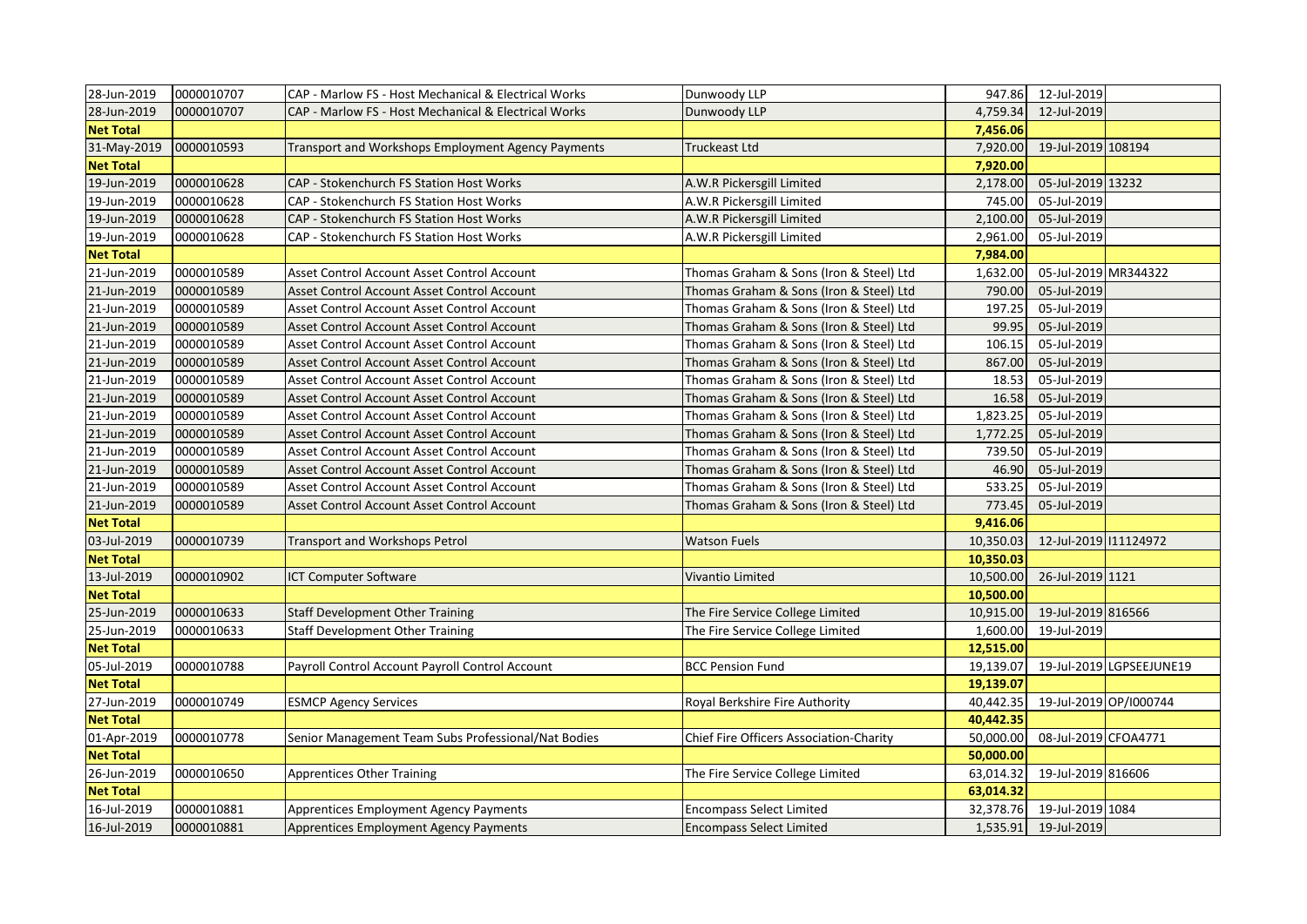| | | | | | | |
|---|---|---|---|---|---|---|
| 28-Jun-2019 | 0000010707 | CAP - Marlow FS - Host Mechanical & Electrical Works | Dunwoody LLP | 947.86 | 12-Jul-2019 | |
| 28-Jun-2019 | 0000010707 | CAP - Marlow FS - Host Mechanical & Electrical Works | Dunwoody LLP | 4,759.34 | 12-Jul-2019 | |
| **Net Total** | | | | **7,456.06** | | |
| 31-May-2019 | 0000010593 | Transport and Workshops Employment Agency Payments | Truckeast Ltd | 7,920.00 | 19-Jul-2019 | 108194 |
| **Net Total** | | | | **7,920.00** | | |
| 19-Jun-2019 | 0000010628 | CAP - Stokenchurch FS Station Host Works | A.W.R Pickersgill Limited | 2,178.00 | 05-Jul-2019 | 13232 |
| 19-Jun-2019 | 0000010628 | CAP - Stokenchurch FS Station Host Works | A.W.R Pickersgill Limited | 745.00 | 05-Jul-2019 | |
| 19-Jun-2019 | 0000010628 | CAP - Stokenchurch FS Station Host Works | A.W.R Pickersgill Limited | 2,100.00 | 05-Jul-2019 | |
| 19-Jun-2019 | 0000010628 | CAP - Stokenchurch FS Station Host Works | A.W.R Pickersgill Limited | 2,961.00 | 05-Jul-2019 | |
| **Net Total** | | | | **7,984.00** | | |
| 21-Jun-2019 | 0000010589 | Asset Control Account Asset Control Account | Thomas Graham & Sons (Iron & Steel) Ltd | 1,632.00 | 05-Jul-2019 | MR344322 |
| 21-Jun-2019 | 0000010589 | Asset Control Account Asset Control Account | Thomas Graham & Sons (Iron & Steel) Ltd | 790.00 | 05-Jul-2019 | |
| 21-Jun-2019 | 0000010589 | Asset Control Account Asset Control Account | Thomas Graham & Sons (Iron & Steel) Ltd | 197.25 | 05-Jul-2019 | |
| 21-Jun-2019 | 0000010589 | Asset Control Account Asset Control Account | Thomas Graham & Sons (Iron & Steel) Ltd | 99.95 | 05-Jul-2019 | |
| 21-Jun-2019 | 0000010589 | Asset Control Account Asset Control Account | Thomas Graham & Sons (Iron & Steel) Ltd | 106.15 | 05-Jul-2019 | |
| 21-Jun-2019 | 0000010589 | Asset Control Account Asset Control Account | Thomas Graham & Sons (Iron & Steel) Ltd | 867.00 | 05-Jul-2019 | |
| 21-Jun-2019 | 0000010589 | Asset Control Account Asset Control Account | Thomas Graham & Sons (Iron & Steel) Ltd | 18.53 | 05-Jul-2019 | |
| 21-Jun-2019 | 0000010589 | Asset Control Account Asset Control Account | Thomas Graham & Sons (Iron & Steel) Ltd | 16.58 | 05-Jul-2019 | |
| 21-Jun-2019 | 0000010589 | Asset Control Account Asset Control Account | Thomas Graham & Sons (Iron & Steel) Ltd | 1,823.25 | 05-Jul-2019 | |
| 21-Jun-2019 | 0000010589 | Asset Control Account Asset Control Account | Thomas Graham & Sons (Iron & Steel) Ltd | 1,772.25 | 05-Jul-2019 | |
| 21-Jun-2019 | 0000010589 | Asset Control Account Asset Control Account | Thomas Graham & Sons (Iron & Steel) Ltd | 739.50 | 05-Jul-2019 | |
| 21-Jun-2019 | 0000010589 | Asset Control Account Asset Control Account | Thomas Graham & Sons (Iron & Steel) Ltd | 46.90 | 05-Jul-2019 | |
| 21-Jun-2019 | 0000010589 | Asset Control Account Asset Control Account | Thomas Graham & Sons (Iron & Steel) Ltd | 533.25 | 05-Jul-2019 | |
| 21-Jun-2019 | 0000010589 | Asset Control Account Asset Control Account | Thomas Graham & Sons (Iron & Steel) Ltd | 773.45 | 05-Jul-2019 | |
| **Net Total** | | | | **9,416.06** | | |
| 03-Jul-2019 | 0000010739 | Transport and Workshops Petrol | Watson Fuels | 10,350.03 | 12-Jul-2019 | I11124972 |
| **Net Total** | | | | **10,350.03** | | |
| 13-Jul-2019 | 0000010902 | ICT Computer Software | Vivantio Limited | 10,500.00 | 26-Jul-2019 | 1121 |
| **Net Total** | | | | **10,500.00** | | |
| 25-Jun-2019 | 0000010633 | Staff Development Other Training | The Fire Service College Limited | 10,915.00 | 19-Jul-2019 | 816566 |
| 25-Jun-2019 | 0000010633 | Staff Development Other Training | The Fire Service College Limited | 1,600.00 | 19-Jul-2019 | |
| **Net Total** | | | | **12,515.00** | | |
| 05-Jul-2019 | 0000010788 | Payroll Control Account Payroll Control Account | BCC Pension Fund | 19,139.07 | 19-Jul-2019 | LGPSEEJUNE19 |
| **Net Total** | | | | **19,139.07** | | |
| 27-Jun-2019 | 0000010749 | ESMCP Agency Services | Royal Berkshire Fire Authority | 40,442.35 | 19-Jul-2019 | OP/I000744 |
| **Net Total** | | | | **40,442.35** | | |
| 01-Apr-2019 | 0000010778 | Senior Management Team Subs Professional/Nat Bodies | Chief Fire Officers Association-Charity | 50,000.00 | 08-Jul-2019 | CFOA4771 |
| **Net Total** | | | | **50,000.00** | | |
| 26-Jun-2019 | 0000010650 | Apprentices Other Training | The Fire Service College Limited | 63,014.32 | 19-Jul-2019 | 816606 |
| **Net Total** | | | | **63,014.32** | | |
| 16-Jul-2019 | 0000010881 | Apprentices Employment Agency Payments | Encompass Select Limited | 32,378.76 | 19-Jul-2019 | 1084 |
| 16-Jul-2019 | 0000010881 | Apprentices Employment Agency Payments | Encompass Select Limited | 1,535.91 | 19-Jul-2019 | |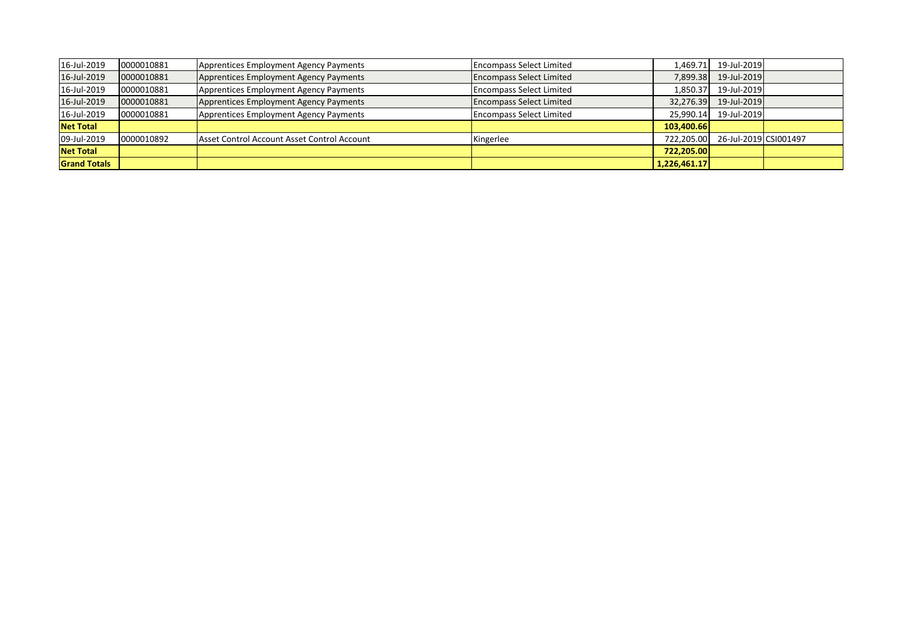| | | | | | | |
|---|---|---|---|---|---|---|
| 16-Jul-2019 | 0000010881 | Apprentices Employment Agency Payments | Encompass Select Limited | 1,469.71 | 19-Jul-2019 | |
| 16-Jul-2019 | 0000010881 | Apprentices Employment Agency Payments | Encompass Select Limited | 7,899.38 | 19-Jul-2019 | |
| 16-Jul-2019 | 0000010881 | Apprentices Employment Agency Payments | Encompass Select Limited | 1,850.37 | 19-Jul-2019 | |
| 16-Jul-2019 | 0000010881 | Apprentices Employment Agency Payments | Encompass Select Limited | 32,276.39 | 19-Jul-2019 | |
| 16-Jul-2019 | 0000010881 | Apprentices Employment Agency Payments | Encompass Select Limited | 25,990.14 | 19-Jul-2019 | |
| **Net Total** | | | | **103,400.66** | | |
| 09-Jul-2019 | 0000010892 | Asset Control Account Asset Control Account | Kingerlee | 722,205.00 | 26-Jul-2019 | CSI001497 |
| **Net Total** | | | | **722,205.00** | | |
| **Grand Totals** | | | | **1,226,461.17** | | |